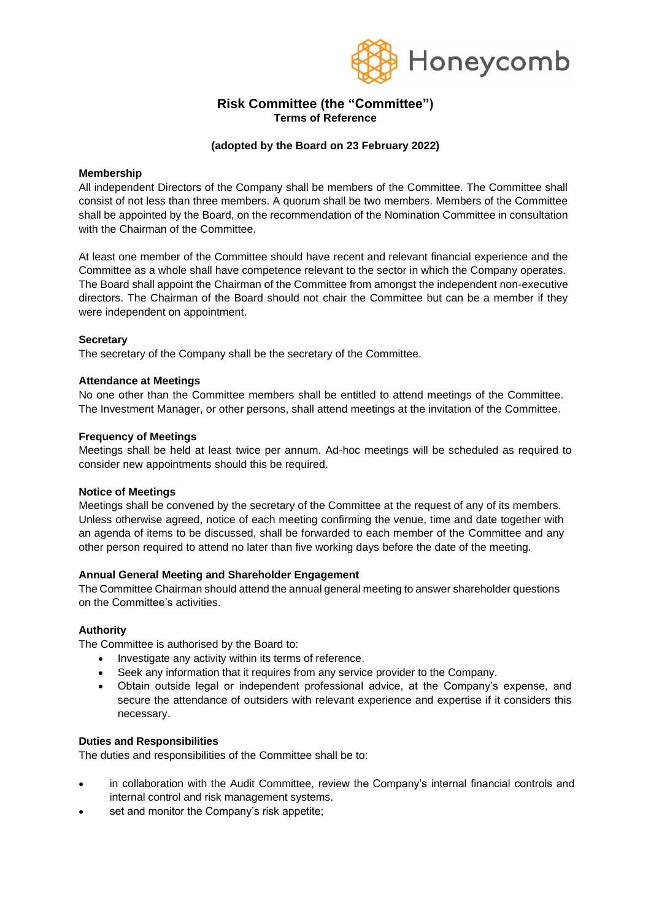# Risk Committee (the "Committee")

**Terms of Reference**

**(adopted by the Board on 23 February 2022)**

**Membership**

All independent Directors of the Company shall be members of the Committee. The Committee shall consist of not less than three members. A quorum shall be two members. Members of the Committee shall be appointed by the Board, on the recommendation of the Nomination Committee in consultation with the Chairman of the Committee.

At least one member of the Committee should have recent and relevant financial experience and the Committee as a whole shall have competence relevant to the sector in which the Company operates. The Board shall appoint the Chairman of the Committee from amongst the independent non-executive directors. The Chairman of the Board should not chair the Committee but can be a member if they were independent on appointment.

**Secretary**

The secretary of the Company shall be the secretary of the Committee.

**Attendance at Meetings**

No one other than the Committee members shall be entitled to attend meetings of the Committee. The Investment Manager, or other persons, shall attend meetings at the invitation of the Committee.

**Frequency of Meetings**

Meetings shall be held at least twice per annum. Ad-hoc meetings will be scheduled as required to consider new appointments should this be required.

**Notice of Meetings**

Meetings shall be convened by the secretary of the Committee at the request of any of its members. Unless otherwise agreed, notice of each meeting confirming the venue, time and date together with an agenda of items to be discussed, shall be forwarded to each member of the Committee and any other person required to attend no later than five working days before the date of the meeting.

**Annual General Meeting and Shareholder Engagement**

The Committee Chairman should attend the annual general meeting to answer shareholder questions on the Committee's activities.

**Authority**

The Committee is authorised by the Board to:

- Investigate any activity within its terms of reference.
- Seek any information that it requires from any service provider to the Company.
- Obtain outside legal or independent professional advice, at the Company's expense, and secure the attendance of outsiders with relevant experience and expertise if it considers this necessary.

**Duties and Responsibilities**

The duties and responsibilities of the Committee shall be to:

- in collaboration with the Audit Committee, review the Company's internal financial controls and internal control and risk management systems.
- set and monitor the Company's risk appetite;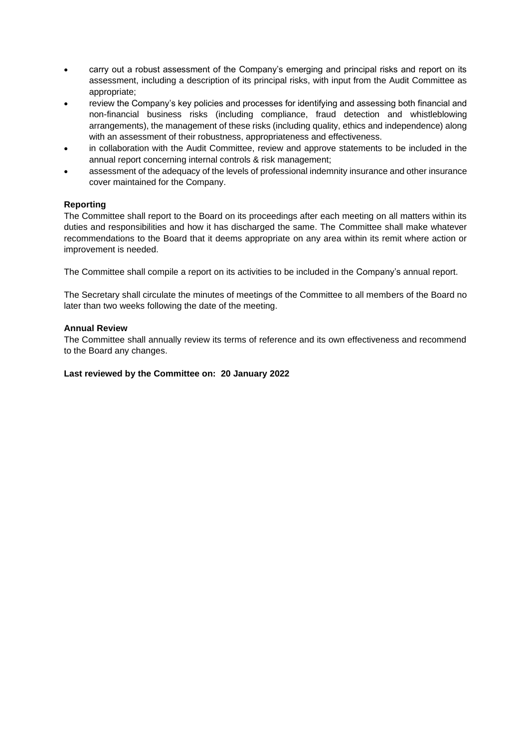- carry out a robust assessment of the Company's emerging and principal risks and report on its assessment, including a description of its principal risks, with input from the Audit Committee as appropriate;
- review the Company's key policies and processes for identifying and assessing both financial and non-financial business risks (including compliance, fraud detection and whistleblowing arrangements), the management of these risks (including quality, ethics and independence) along with an assessment of their robustness, appropriateness and effectiveness.
- in collaboration with the Audit Committee, review and approve statements to be included in the annual report concerning internal controls & risk management;
- assessment of the adequacy of the levels of professional indemnity insurance and other insurance cover maintained for the Company.

**Reporting**

The Committee shall report to the Board on its proceedings after each meeting on all matters within its duties and responsibilities and how it has discharged the same. The Committee shall make whatever recommendations to the Board that it deems appropriate on any area within its remit where action or improvement is needed.

The Committee shall compile a report on its activities to be included in the Company's annual report.

The Secretary shall circulate the minutes of meetings of the Committee to all members of the Board no later than two weeks following the date of the meeting.

**Annual Review**

The Committee shall annually review its terms of reference and its own effectiveness and recommend to the Board any changes.

**Last reviewed by the Committee on: 20 January 2022**